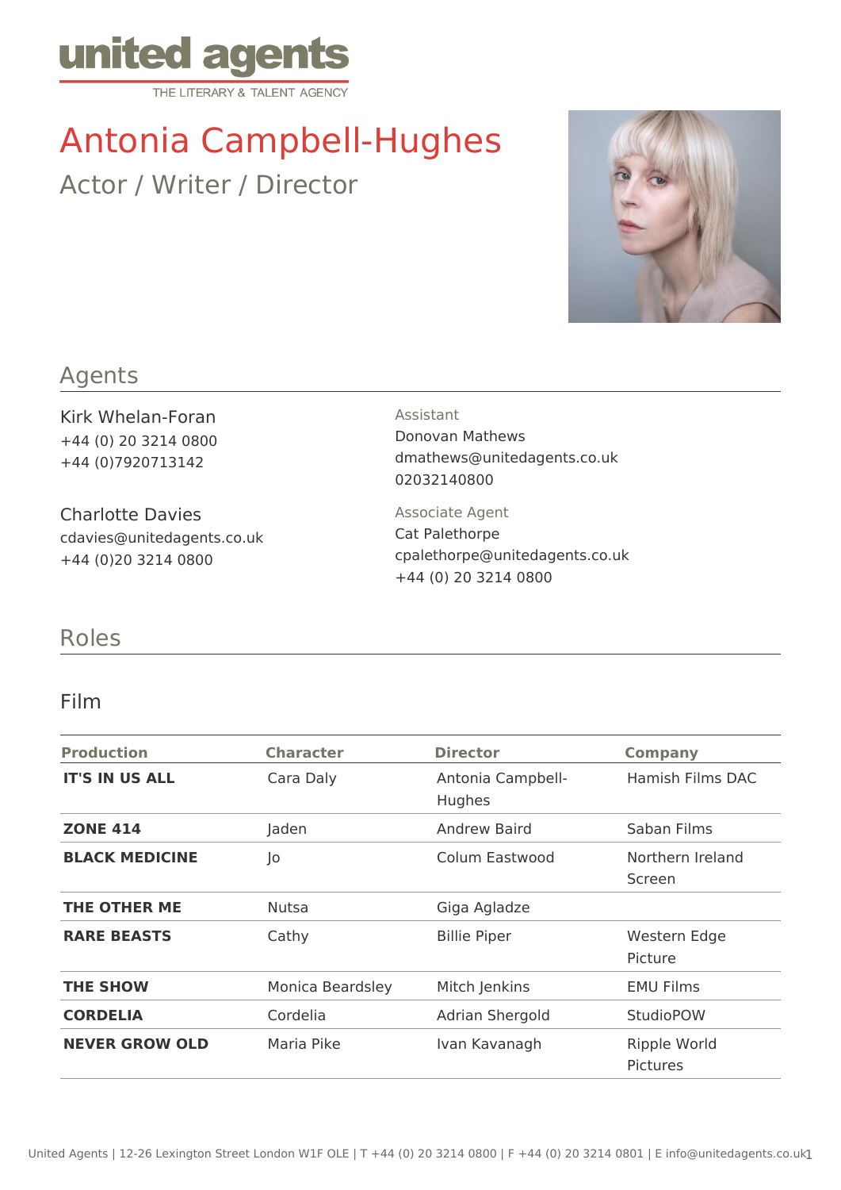united agents

THE LITERARY & TALENT AGENCY

# Antonia Campbell-Hughes

Actor / Writer / Director

## Agents

Kirk Whelan-Foran
+44 (0) 20 3214 0800
+44 (0)7920713142

Charlotte Davies
cdavies@unitedagents.co.uk
+44 (0)20 3214 0800

Assistant
Donovan Mathews
dmathews@unitedagents.co.uk
02032140800

Associate Agent
Cat Palethorpe
cpalethorpe@unitedagents.co.uk
+44 (0) 20 3214 0800

## Roles

### Film

| Production | Character | Director | Company |
|---|---|---|---|
| **IT'S IN US ALL** | Cara Daly | Antonia Campbell-Hughes | Hamish Films DAC |
| **ZONE 414** | Jaden | Andrew Baird | Saban Films |
| **BLACK MEDICINE** | Jo | Colum Eastwood | Northern Ireland Screen |
| **THE OTHER ME** | Nutsa | Giga Agladze | |
| **RARE BEASTS** | Cathy | Billie Piper | Western Edge Picture |
| **THE SHOW** | Monica Beardsley | Mitch Jenkins | EMU Films |
| **CORDELIA** | Cordelia | Adrian Shergold | StudioPOW |
| **NEVER GROW OLD** | Maria Pike | Ivan Kavanagh | Ripple World Pictures |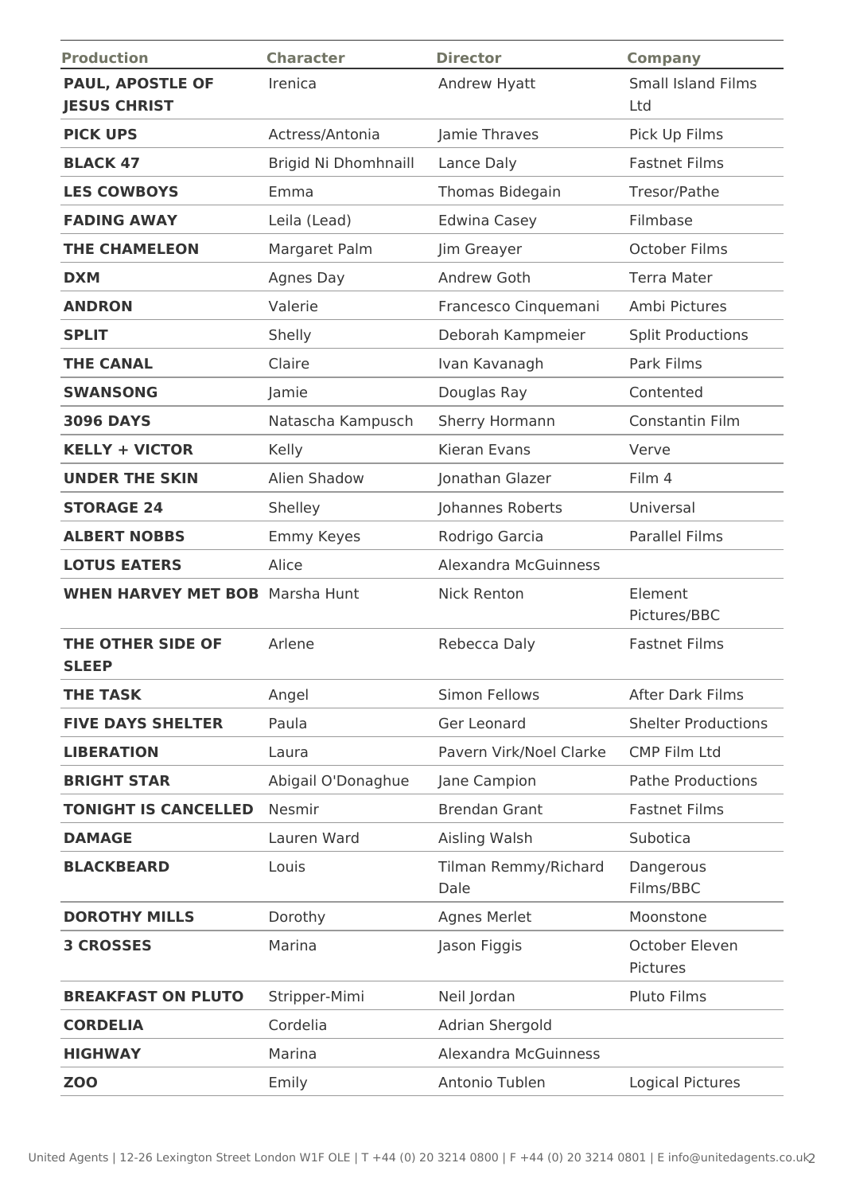| Production | Character | Director | Company |
|---|---|---|---|
| **PAUL, APOSTLE OF JESUS CHRIST** | Irenica | Andrew Hyatt | Small Island Films Ltd |
| **PICK UPS** | Actress/Antonia | Jamie Thraves | Pick Up Films |
| **BLACK 47** | Brigid Ni Dhomhnaill | Lance Daly | Fastnet Films |
| **LES COWBOYS** | Emma | Thomas Bidegain | Tresor/Pathe |
| **FADING AWAY** | Leila (Lead) | Edwina Casey | Filmbase |
| **THE CHAMELEON** | Margaret Palm | Jim Greayer | October Films |
| **DXM** | Agnes Day | Andrew Goth | Terra Mater |
| **ANDRON** | Valerie | Francesco Cinquemani | Ambi Pictures |
| **SPLIT** | Shelly | Deborah Kampmeier | Split Productions |
| **THE CANAL** | Claire | Ivan Kavanagh | Park Films |
| **SWANSONG** | Jamie | Douglas Ray | Contented |
| **3096 DAYS** | Natascha Kampusch | Sherry Hormann | Constantin Film |
| **KELLY + VICTOR** | Kelly | Kieran Evans | Verve |
| **UNDER THE SKIN** | Alien Shadow | Jonathan Glazer | Film 4 |
| **STORAGE 24** | Shelley | Johannes Roberts | Universal |
| **ALBERT NOBBS** | Emmy Keyes | Rodrigo Garcia | Parallel Films |
| **LOTUS EATERS** | Alice | Alexandra McGuinness | |
| **WHEN HARVEY MET BOB** | Marsha Hunt | Nick Renton | Element Pictures/BBC |
| **THE OTHER SIDE OF SLEEP** | Arlene | Rebecca Daly | Fastnet Films |
| **THE TASK** | Angel | Simon Fellows | After Dark Films |
| **FIVE DAYS SHELTER** | Paula | Ger Leonard | Shelter Productions |
| **LIBERATION** | Laura | Pavern Virk/Noel Clarke | CMP Film Ltd |
| **BRIGHT STAR** | Abigail O'Donaghue | Jane Campion | Pathe Productions |
| **TONIGHT IS CANCELLED** | Nesmir | Brendan Grant | Fastnet Films |
| **DAMAGE** | Lauren Ward | Aisling Walsh | Subotica |
| **BLACKBEARD** | Louis | Tilman Remmy/Richard Dale | Dangerous Films/BBC |
| **DOROTHY MILLS** | Dorothy | Agnes Merlet | Moonstone |
| **3 CROSSES** | Marina | Jason Figgis | October Eleven Pictures |
| **BREAKFAST ON PLUTO** | Stripper-Mimi | Neil Jordan | Pluto Films |
| **CORDELIA** | Cordelia | Adrian Shergold | |
| **HIGHWAY** | Marina | Alexandra McGuinness | |
| **ZOO** | Emily | Antonio Tublen | Logical Pictures |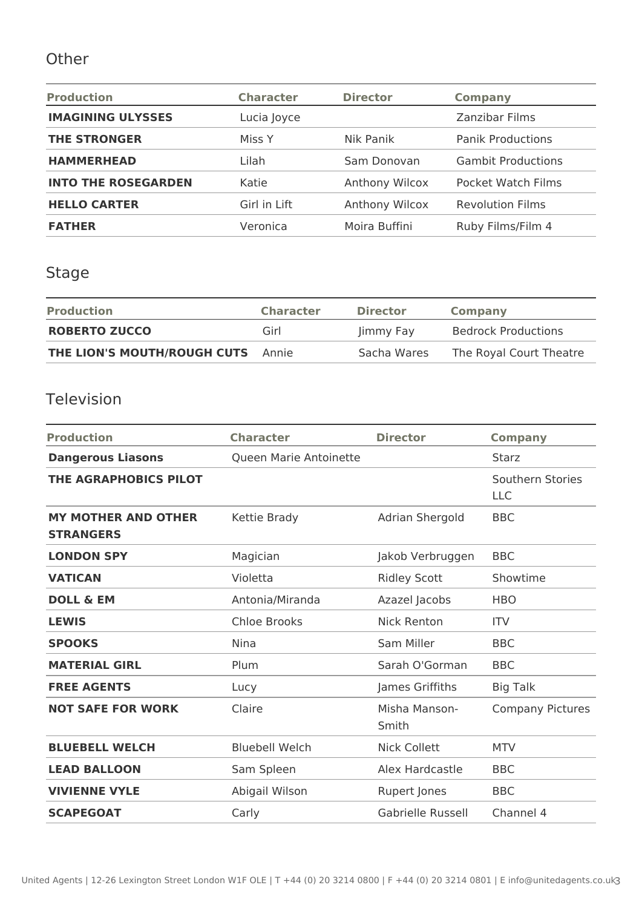## Other

| Production | Character | Director | Company |
| --- | --- | --- | --- |
| **IMAGINING ULYSSES** | Lucia Joyce | | Zanzibar Films |
| **THE STRONGER** | Miss Y | Nik Panik | Panik Productions |
| **HAMMERHEAD** | Lilah | Sam Donovan | Gambit Productions |
| **INTO THE ROSEGARDEN** | Katie | Anthony Wilcox | Pocket Watch Films |
| **HELLO CARTER** | Girl in Lift | Anthony Wilcox | Revolution Films |
| **FATHER** | Veronica | Moira Buffini | Ruby Films/Film 4 |

## Stage

| Production | Character | Director | Company |
| --- | --- | --- | --- |
| **ROBERTO ZUCCO** | Girl | Jimmy Fay | Bedrock Productions |
| **THE LION'S MOUTH/ROUGH CUTS** | Annie | Sacha Wares | The Royal Court Theatre |

## Television

| Production | Character | Director | Company |
| --- | --- | --- | --- |
| **Dangerous Liasons** | Queen Marie Antoinette | | Starz |
| **THE AGRAPHOBICS PILOT** | | | Southern Stories LLC |
| **MY MOTHER AND OTHER STRANGERS** | Kettie Brady | Adrian Shergold | BBC |
| **LONDON SPY** | Magician | Jakob Verbruggen | BBC |
| **VATICAN** | Violetta | Ridley Scott | Showtime |
| **DOLL & EM** | Antonia/Miranda | Azazel Jacobs | HBO |
| **LEWIS** | Chloe Brooks | Nick Renton | ITV |
| **SPOOKS** | Nina | Sam Miller | BBC |
| **MATERIAL GIRL** | Plum | Sarah O'Gorman | BBC |
| **FREE AGENTS** | Lucy | James Griffiths | Big Talk |
| **NOT SAFE FOR WORK** | Claire | Misha Manson-Smith | Company Pictures |
| **BLUEBELL WELCH** | Bluebell Welch | Nick Collett | MTV |
| **LEAD BALLOON** | Sam Spleen | Alex Hardcastle | BBC |
| **VIVIENNE VYLE** | Abigail Wilson | Rupert Jones | BBC |
| **SCAPEGOAT** | Carly | Gabrielle Russell | Channel 4 |

United Agents | 12-26 Lexington Street London W1F OLE | T +44 (0) 20 3214 0800 | F +44 (0) 20 3214 0801 | E info@unitedagents.co.uk